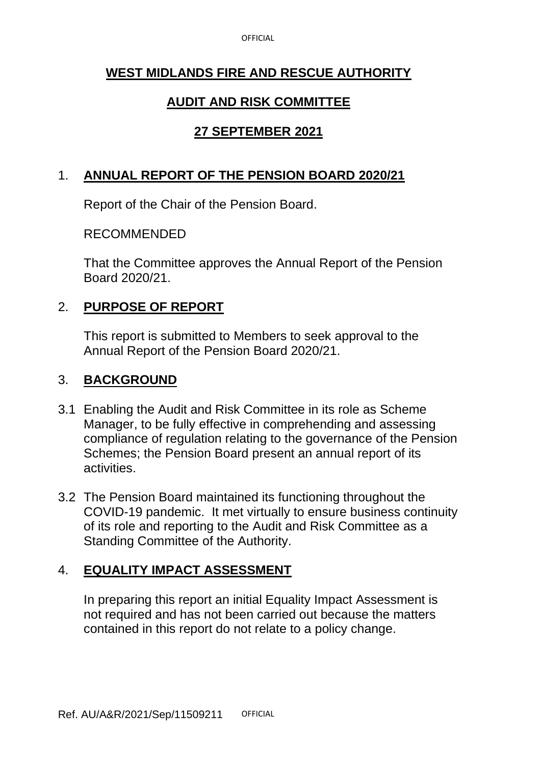# **WEST MIDLANDS FIRE AND RESCUE AUTHORITY**

## **AUDIT AND RISK COMMITTEE**

## **27 SEPTEMBER 2021**

1. **ANNUAL REPORT OF THE PENSION BOARD 2020/21**

   Report of the Chair of the Pension Board.

   RECOMMENDED

   That the Committee approves the Annual Report of the Pension Board 2020/21.

2. **PURPOSE OF REPORT**

   This report is submitted to Members to seek approval to the Annual Report of the Pension Board 2020/21.

3. **BACKGROUND**

3.1 Enabling the Audit and Risk Committee in its role as Scheme Manager, to be fully effective in comprehending and assessing compliance of regulation relating to the governance of the Pension Schemes; the Pension Board present an annual report of its activities.

3.2 The Pension Board maintained its functioning throughout the COVID-19 pandemic. It met virtually to ensure business continuity of its role and reporting to the Audit and Risk Committee as a Standing Committee of the Authority.

4. **EQUALITY IMPACT ASSESSMENT**

   In preparing this report an initial Equality Impact Assessment is not required and has not been carried out because the matters contained in this report do not relate to a policy change.

Ref. AU/A&R/2021/Sep/11509211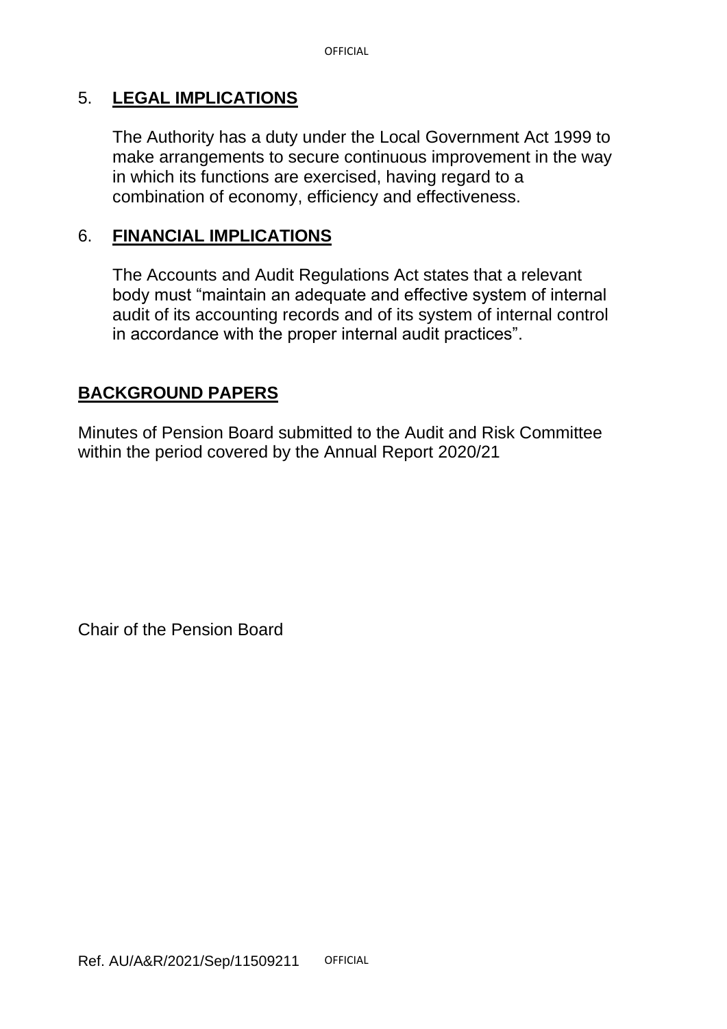## 5. **LEGAL IMPLICATIONS**

The Authority has a duty under the Local Government Act 1999 to make arrangements to secure continuous improvement in the way in which its functions are exercised, having regard to a combination of economy, efficiency and effectiveness.

## 6. **FINANCIAL IMPLICATIONS**

The Accounts and Audit Regulations Act states that a relevant body must "maintain an adequate and effective system of internal audit of its accounting records and of its system of internal control in accordance with the proper internal audit practices".

## **BACKGROUND PAPERS**

Minutes of Pension Board submitted to the Audit and Risk Committee within the period covered by the Annual Report 2020/21

Chair of the Pension Board

Ref. AU/A&R/2021/Sep/11509211